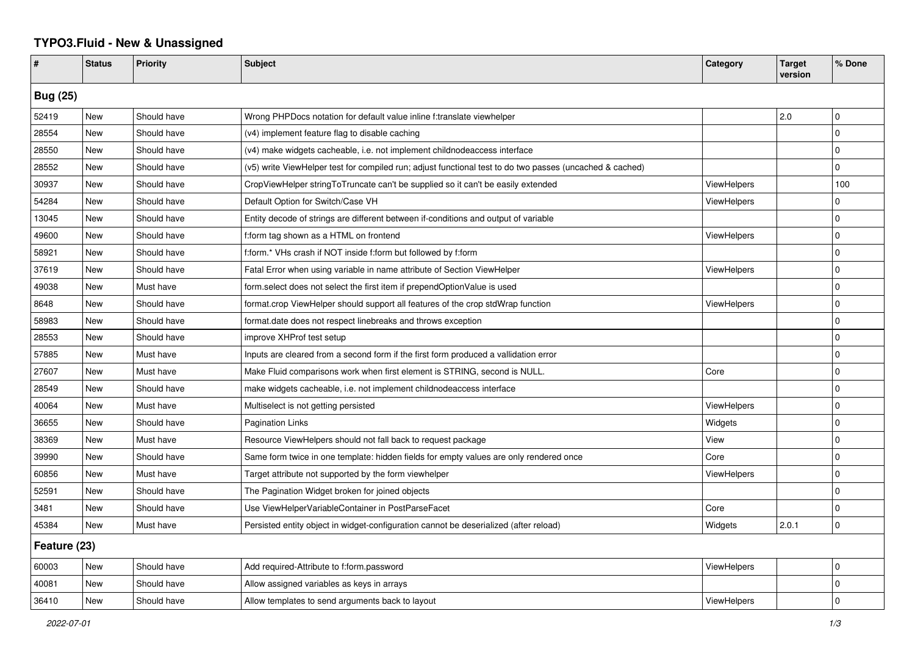# TYPO3.Fluid - New & Unassigned

| # | Status | Priority | Subject | Category | Target version | % Done |
|---|---|---|---|---|---|---|
| **Bug (25)** | | | | | | |
| 52419 | New | Should have | Wrong PHPDocs notation for default value inline f:translate viewhelper | | 2.0 | 0 |
| 28554 | New | Should have | (v4) implement feature flag to disable caching | | | 0 |
| 28550 | New | Should have | (v4) make widgets cacheable, i.e. not implement childnodeaccess interface | | | 0 |
| 28552 | New | Should have | (v5) write ViewHelper test for compiled run; adjust functional test to do two passes (uncached & cached) | | | 0 |
| 30937 | New | Should have | CropViewHelper stringToTruncate can't be supplied so it can't be easily extended | ViewHelpers | | 100 |
| 54284 | New | Should have | Default Option for Switch/Case VH | ViewHelpers | | 0 |
| 13045 | New | Should have | Entity decode of strings are different between if-conditions and output of variable | | | 0 |
| 49600 | New | Should have | f:form tag shown as a HTML on frontend | ViewHelpers | | 0 |
| 58921 | New | Should have | f:form.* VHs crash if NOT inside f:form but followed by f:form | | | 0 |
| 37619 | New | Should have | Fatal Error when using variable in name attribute of Section ViewHelper | ViewHelpers | | 0 |
| 49038 | New | Must have | form.select does not select the first item if prependOptionValue is used | | | 0 |
| 8648 | New | Should have | format.crop ViewHelper should support all features of the crop stdWrap function | ViewHelpers | | 0 |
| 58983 | New | Should have | format.date does not respect linebreaks and throws exception | | | 0 |
| 28553 | New | Should have | improve XHProf test setup | | | 0 |
| 57885 | New | Must have | Inputs are cleared from a second form if the first form produced a vallidation error | | | 0 |
| 27607 | New | Must have | Make Fluid comparisons work when first element is STRING, second is NULL. | Core | | 0 |
| 28549 | New | Should have | make widgets cacheable, i.e. not implement childnodeaccess interface | | | 0 |
| 40064 | New | Must have | Multiselect is not getting persisted | ViewHelpers | | 0 |
| 36655 | New | Should have | Pagination Links | Widgets | | 0 |
| 38369 | New | Must have | Resource ViewHelpers should not fall back to request package | View | | 0 |
| 39990 | New | Should have | Same form twice in one template: hidden fields for empty values are only rendered once | Core | | 0 |
| 60856 | New | Must have | Target attribute not supported by the form viewhelper | ViewHelpers | | 0 |
| 52591 | New | Should have | The Pagination Widget broken for joined objects | | | 0 |
| 3481 | New | Should have | Use ViewHelperVariableContainer in PostParseFacet | Core | | 0 |
| 45384 | New | Must have | Persisted entity object in widget-configuration cannot be deserialized (after reload) | Widgets | 2.0.1 | 0 |
| **Feature (23)** | | | | | | |
| 60003 | New | Should have | Add required-Attribute to f:form.password | ViewHelpers | | 0 |
| 40081 | New | Should have | Allow assigned variables as keys in arrays | | | 0 |
| 36410 | New | Should have | Allow templates to send arguments back to layout | ViewHelpers | | 0 |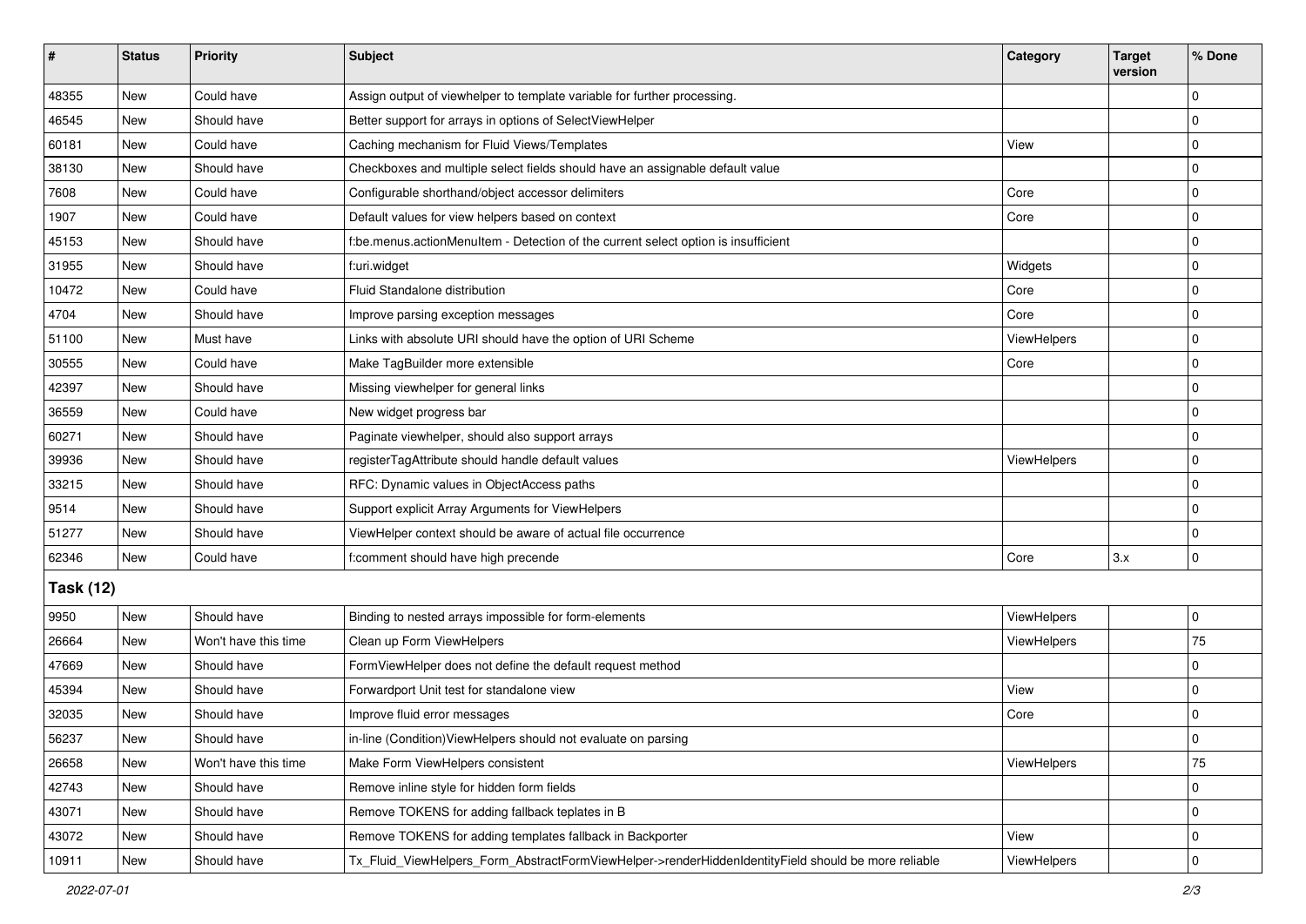| # | Status | Priority | Subject | Category | Target version | % Done |
|---|---|---|---|---|---|---|
| 48355 | New | Could have | Assign output of viewhelper to template variable for further processing. | | | 0 |
| 46545 | New | Should have | Better support for arrays in options of SelectViewHelper | | | 0 |
| 60181 | New | Could have | Caching mechanism for Fluid Views/Templates | View | | 0 |
| 38130 | New | Should have | Checkboxes and multiple select fields should have an assignable default value | | | 0 |
| 7608 | New | Could have | Configurable shorthand/object accessor delimiters | Core | | 0 |
| 1907 | New | Could have | Default values for view helpers based on context | Core | | 0 |
| 45153 | New | Should have | f:be.menus.actionMenuItem - Detection of the current select option is insufficient | | | 0 |
| 31955 | New | Should have | f:uri.widget | Widgets | | 0 |
| 10472 | New | Could have | Fluid Standalone distribution | Core | | 0 |
| 4704 | New | Should have | Improve parsing exception messages | Core | | 0 |
| 51100 | New | Must have | Links with absolute URI should have the option of URI Scheme | ViewHelpers | | 0 |
| 30555 | New | Could have | Make TagBuilder more extensible | Core | | 0 |
| 42397 | New | Should have | Missing viewhelper for general links | | | 0 |
| 36559 | New | Could have | New widget progress bar | | | 0 |
| 60271 | New | Should have | Paginate viewhelper, should also support arrays | | | 0 |
| 39936 | New | Should have | registerTagAttribute should handle default values | ViewHelpers | | 0 |
| 33215 | New | Should have | RFC: Dynamic values in ObjectAccess paths | | | 0 |
| 9514 | New | Should have | Support explicit Array Arguments for ViewHelpers | | | 0 |
| 51277 | New | Should have | ViewHelper context should be aware of actual file occurrence | | | 0 |
| 62346 | New | Could have | f:comment should have high precende | Core | 3.x | 0 |
| **Task (12)** | | | | | | |
| 9950 | New | Should have | Binding to nested arrays impossible for form-elements | ViewHelpers | | 0 |
| 26664 | New | Won't have this time | Clean up Form ViewHelpers | ViewHelpers | | 75 |
| 47669 | New | Should have | FormViewHelper does not define the default request method | | | 0 |
| 45394 | New | Should have | Forwardport Unit test for standalone view | View | | 0 |
| 32035 | New | Should have | Improve fluid error messages | Core | | 0 |
| 56237 | New | Should have | in-line (Condition)ViewHelpers should not evaluate on parsing | | | 0 |
| 26658 | New | Won't have this time | Make Form ViewHelpers consistent | ViewHelpers | | 75 |
| 42743 | New | Should have | Remove inline style for hidden form fields | | | 0 |
| 43071 | New | Should have | Remove TOKENS for adding fallback teplates in B | | | 0 |
| 43072 | New | Should have | Remove TOKENS for adding templates fallback in Backporter | View | | 0 |
| 10911 | New | Should have | Tx_Fluid_ViewHelpers_Form_AbstractFormViewHelper->renderHiddenIdentityField should be more reliable | ViewHelpers | | 0 |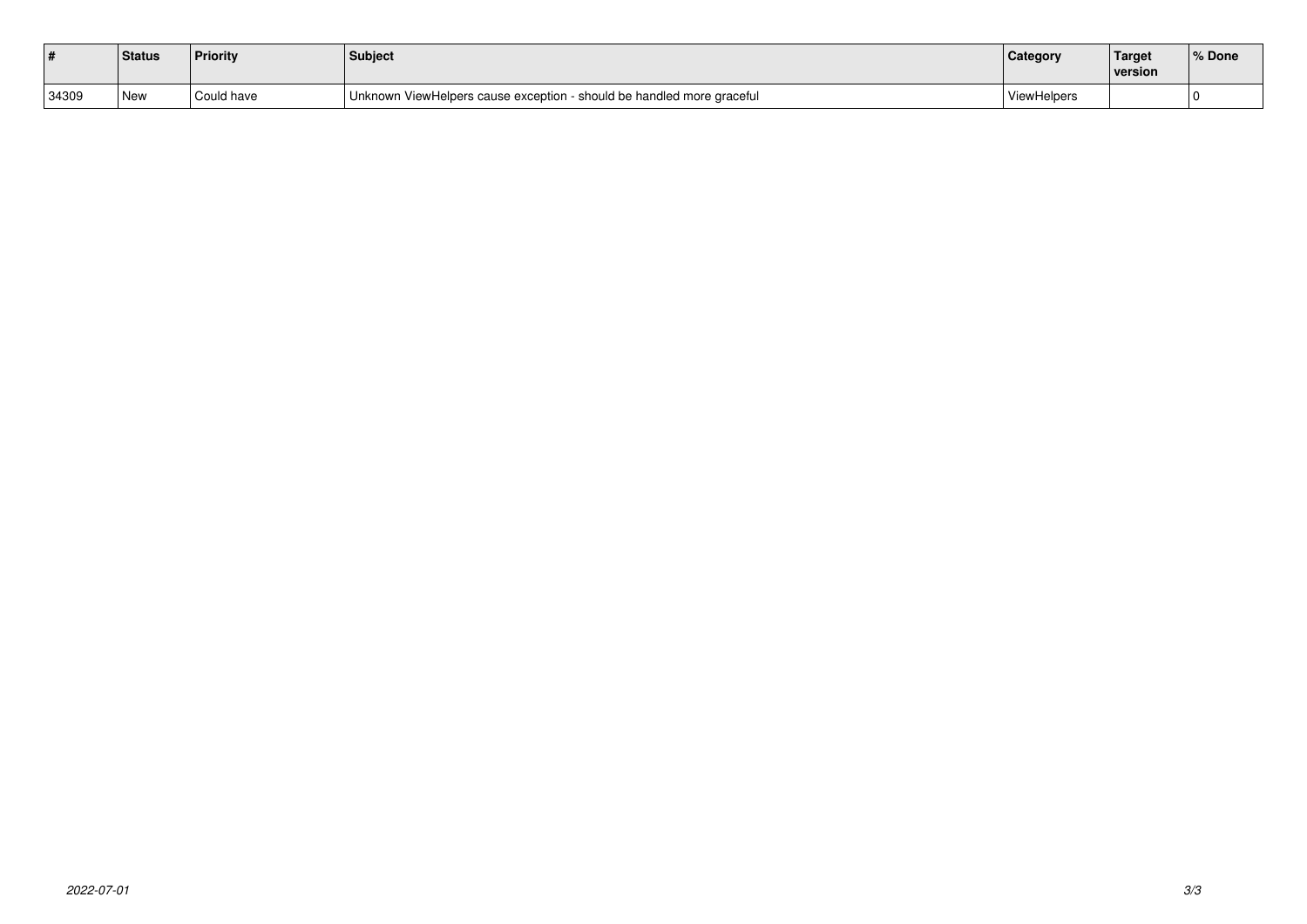| # | Status | Priority | Subject | Category | Target version | % Done |
|---|---|---|---|---|---|---|
| 34309 | New | Could have | Unknown ViewHelpers cause exception - should be handled more graceful | ViewHelpers | | 0 |